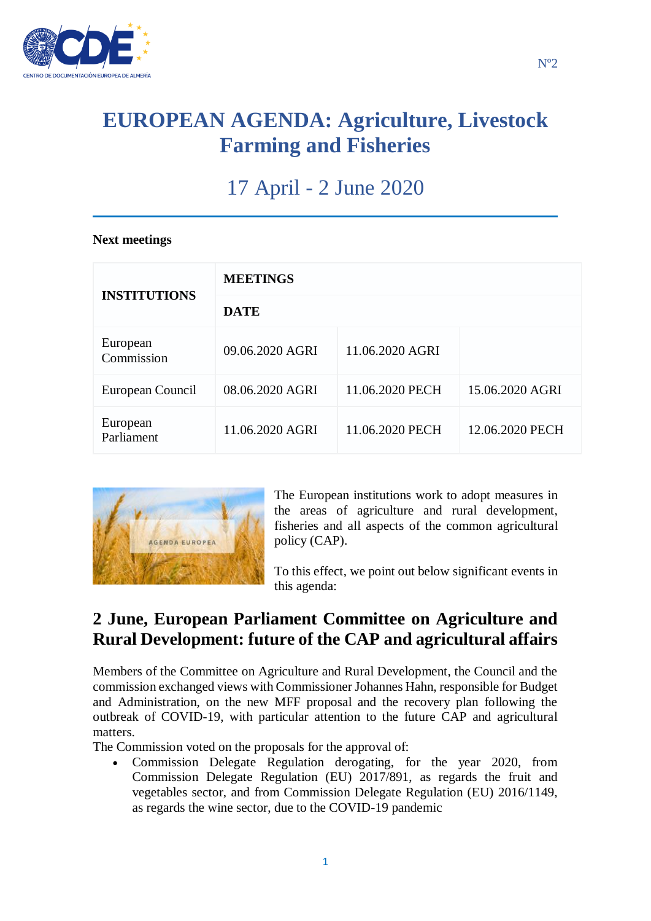# EUROPEAN AGENDA: Agriculture, Livestock Farming and Fisheries

## 17 April - 2 June 2020

**Next meetings**

| INSTITUTIONS | MEETINGS | | |
|---|---|---|---|
| | **DATE** | | |
| European Commission | 09.06.2020 AGRI | 11.06.2020 AGRI | |
| European Council | 08.06.2020 AGRI | 11.06.2020 PECH | 15.06.2020 AGRI |
| European Parliament | 11.06.2020 AGRI | 11.06.2020 PECH | 12.06.2020 PECH |

The European institutions work to adopt measures in the areas of agriculture and rural development, fisheries and all aspects of the common agricultural policy (CAP).

To this effect, we point out below significant events in this agenda:

## 2 June, European Parliament Committee on Agriculture and Rural Development: future of the CAP and agricultural affairs

Members of the Committee on Agriculture and Rural Development, the Council and the commission exchanged views with Commissioner Johannes Hahn, responsible for Budget and Administration, on the new MFF proposal and the recovery plan following the outbreak of COVID-19, with particular attention to the future CAP and agricultural matters.

The Commission voted on the proposals for the approval of:

- Commission Delegate Regulation derogating, for the year 2020, from Commission Delegate Regulation (EU) 2017/891, as regards the fruit and vegetables sector, and from Commission Delegate Regulation (EU) 2016/1149, as regards the wine sector, due to the COVID-19 pandemic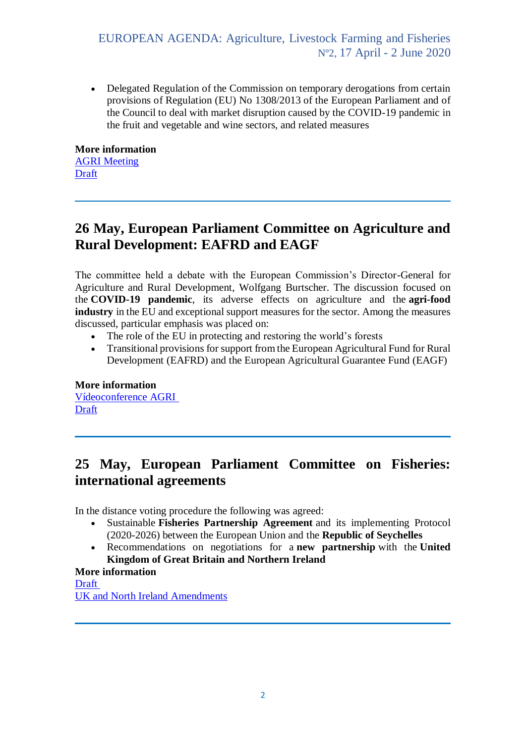- Delegated Regulation of the Commission on temporary derogations from certain provisions of Regulation (EU) No 1308/2013 of the European Parliament and of the Council to deal with market disruption caused by the COVID-19 pandemic in the fruit and vegetable and wine sectors, and related measures

**More information**
AGRI Meeting
Draft

---

## 26 May, European Parliament Committee on Agriculture and Rural Development: EAFRD and EAGF

The committee held a debate with the European Commission's Director-General for Agriculture and Rural Development, Wolfgang Burtscher. The discussion focused on the **COVID-19 pandemic**, its adverse effects on agriculture and the **agri-food industry** in the EU and exceptional support measures for the sector. Among the measures discussed, particular emphasis was placed on:

- The role of the EU in protecting and restoring the world's forests
- Transitional provisions for support from the European Agricultural Fund for Rural Development (EAFRD) and the European Agricultural Guarantee Fund (EAGF)

**More information**
Vídeoconference AGRI
Draft

---

## 25 May, European Parliament Committee on Fisheries: international agreements

In the distance voting procedure the following was agreed:

- Sustainable **Fisheries Partnership Agreement** and its implementing Protocol (2020-2026) between the European Union and the **Republic of Seychelles**
- Recommendations on negotiations for a **new partnership** with the **United Kingdom of Great Britain and Northern Ireland**

**More information**
Draft
UK and North Ireland Amendments

---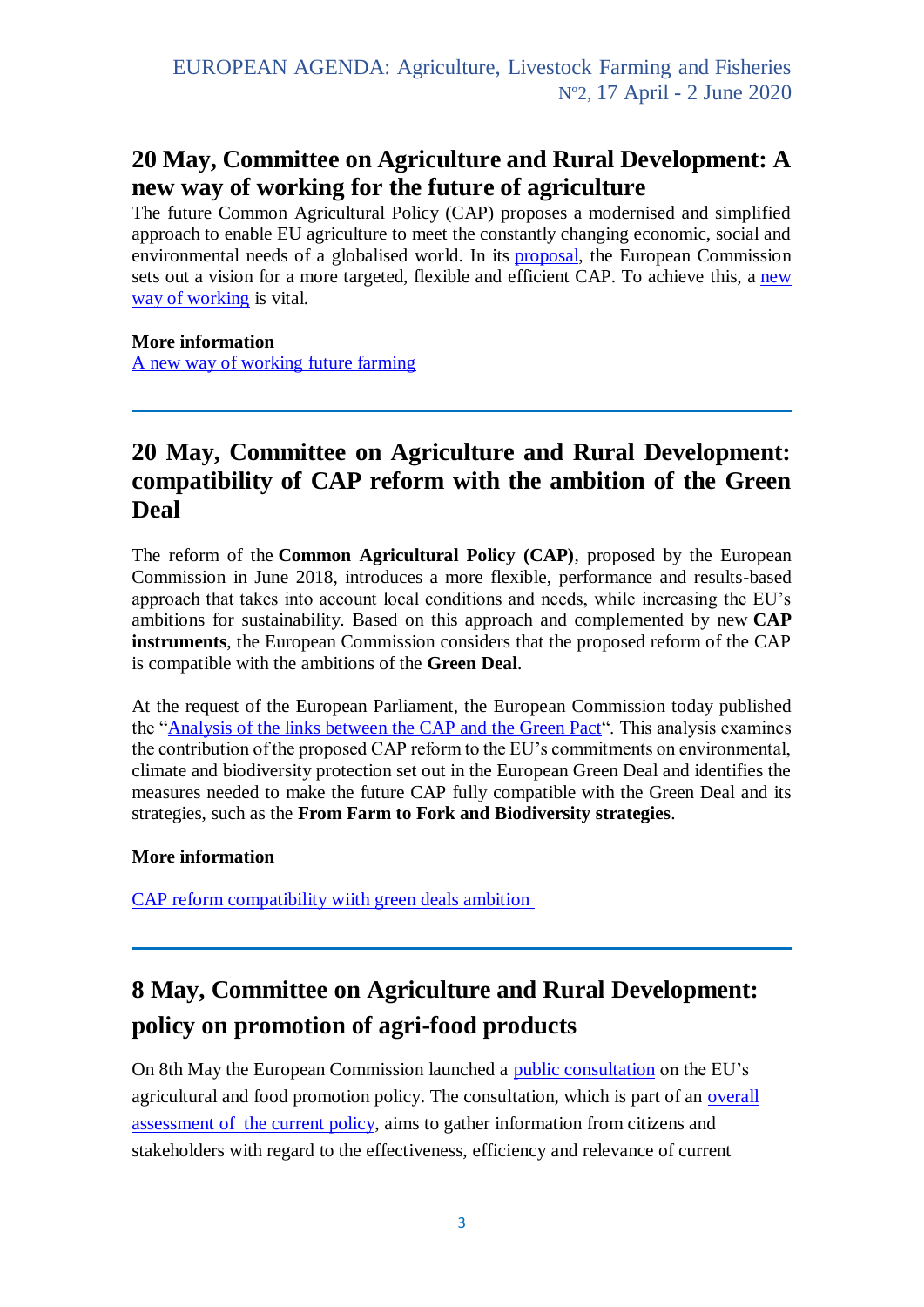## 20 May, Committee on Agriculture and Rural Development: A new way of working for the future of agriculture

The future Common Agricultural Policy (CAP) proposes a modernised and simplified approach to enable EU agriculture to meet the constantly changing economic, social and environmental needs of a globalised world. In its proposal, the European Commission sets out a vision for a more targeted, flexible and efficient CAP. To achieve this, a new way of working is vital.

**More information**

A new way of working future farming

---

## 20 May, Committee on Agriculture and Rural Development: compatibility of CAP reform with the ambition of the Green Deal

The reform of the **Common Agricultural Policy (CAP)**, proposed by the European Commission in June 2018, introduces a more flexible, performance and results-based approach that takes into account local conditions and needs, while increasing the EU's ambitions for sustainability. Based on this approach and complemented by new **CAP instruments**, the European Commission considers that the proposed reform of the CAP is compatible with the ambitions of the **Green Deal**.

At the request of the European Parliament, the European Commission today published the "Analysis of the links between the CAP and the Green Pact". This analysis examines the contribution of the proposed CAP reform to the EU's commitments on environmental, climate and biodiversity protection set out in the European Green Deal and identifies the measures needed to make the future CAP fully compatible with the Green Deal and its strategies, such as the **From Farm to Fork and Biodiversity strategies**.

**More information**

CAP reform compatibility wiith green deals ambition

---

## 8 May, Committee on Agriculture and Rural Development: policy on promotion of agri-food products

On 8th May the European Commission launched a public consultation on the EU's agricultural and food promotion policy. The consultation, which is part of an overall assessment of the current policy, aims to gather information from citizens and stakeholders with regard to the effectiveness, efficiency and relevance of current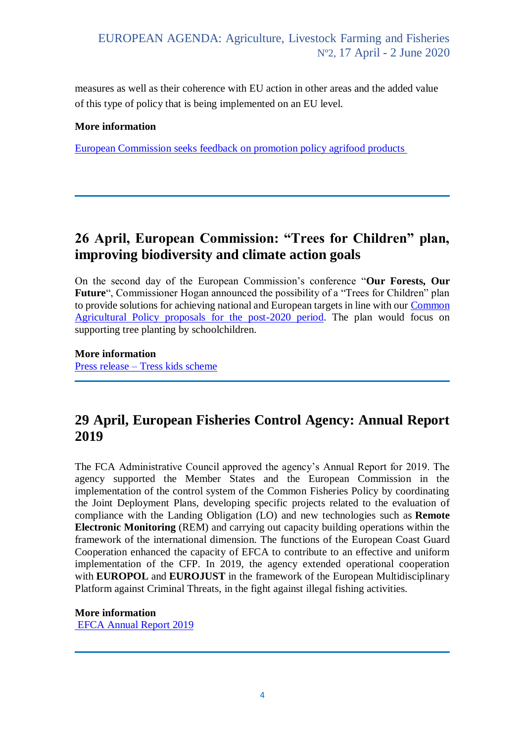measures as well as their coherence with EU action in other areas and the added value of this type of policy that is being implemented on an EU level.

**More information**

European Commission seeks feedback on promotion policy agrifood products

---

## 26 April, European Commission: "Trees for Children" plan, improving biodiversity and climate action goals

On the second day of the European Commission's conference "**Our Forests, Our Future**", Commissioner Hogan announced the possibility of a "Trees for Children" plan to provide solutions for achieving national and European targets in line with our Common Agricultural Policy proposals for the post-2020 period. The plan would focus on supporting tree planting by schoolchildren.

**More information**

Press release – Tress kids scheme

---

## 29 April, European Fisheries Control Agency: Annual Report 2019

The FCA Administrative Council approved the agency's Annual Report for 2019. The agency supported the Member States and the European Commission in the implementation of the control system of the Common Fisheries Policy by coordinating the Joint Deployment Plans, developing specific projects related to the evaluation of compliance with the Landing Obligation (LO) and new technologies such as **Remote Electronic Monitoring** (REM) and carrying out capacity building operations within the framework of the international dimension. The functions of the European Coast Guard Cooperation enhanced the capacity of EFCA to contribute to an effective and uniform implementation of the CFP. In 2019, the agency extended operational cooperation with **EUROPOL** and **EUROJUST** in the framework of the European Multidisciplinary Platform against Criminal Threats, in the fight against illegal fishing activities.

**More information**

EFCA Annual Report 2019

---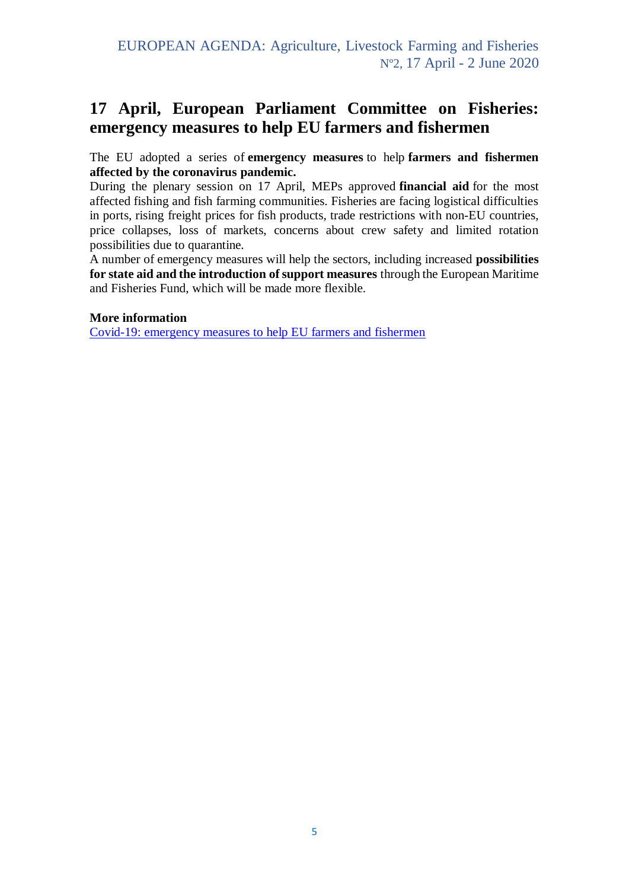## 17 April, European Parliament Committee on Fisheries: emergency measures to help EU farmers and fishermen

The EU adopted a series of **emergency measures** to help **farmers and fishermen affected by the coronavirus pandemic.**

During the plenary session on 17 April, MEPs approved **financial aid** for the most affected fishing and fish farming communities. Fisheries are facing logistical difficulties in ports, rising freight prices for fish products, trade restrictions with non-EU countries, price collapses, loss of markets, concerns about crew safety and limited rotation possibilities due to quarantine.

A number of emergency measures will help the sectors, including increased **possibilities for state aid and the introduction of support measures** through the European Maritime and Fisheries Fund, which will be made more flexible.

**More information**

Covid-19: emergency measures to help EU farmers and fishermen